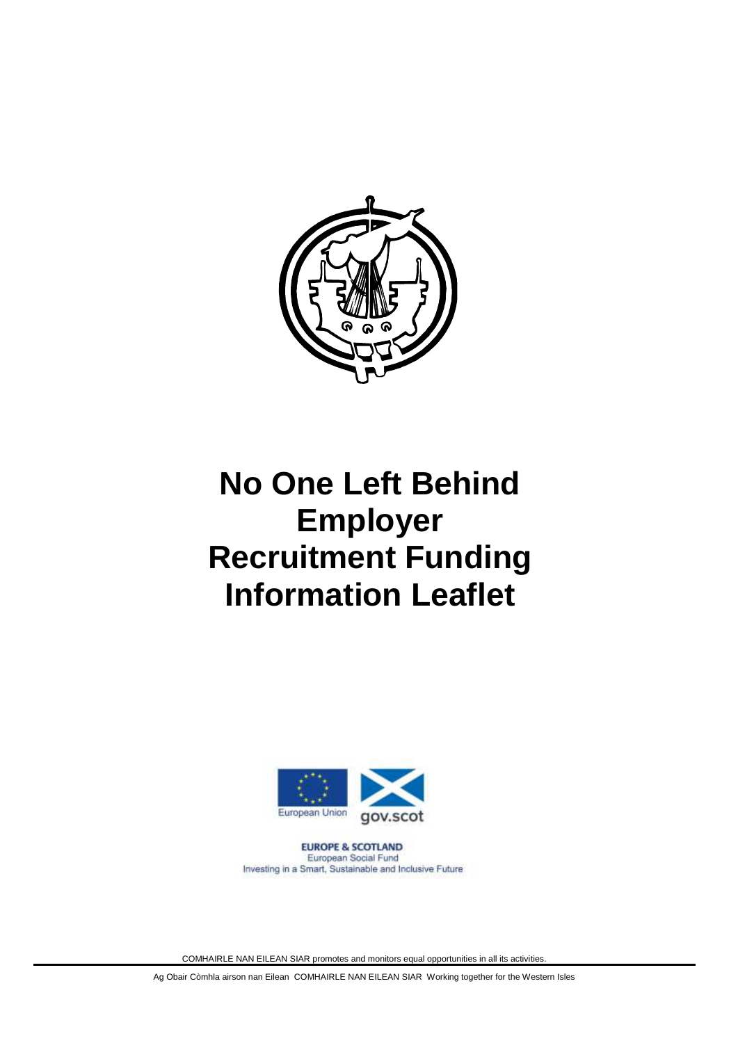# No One Left Behind Employer Recruitment Funding Information Leaflet

EUROPE & SCOTLAND
European Social Fund
Investing in a Smart, Sustainable and Inclusive Future

COMHAIRLE NAN EILEAN SIAR promotes and monitors equal opportunities in all its activities.

Ag Obair Còmhla airson nan Eilean COMHAIRLE NAN EILEAN SIAR Working together for the Western Isles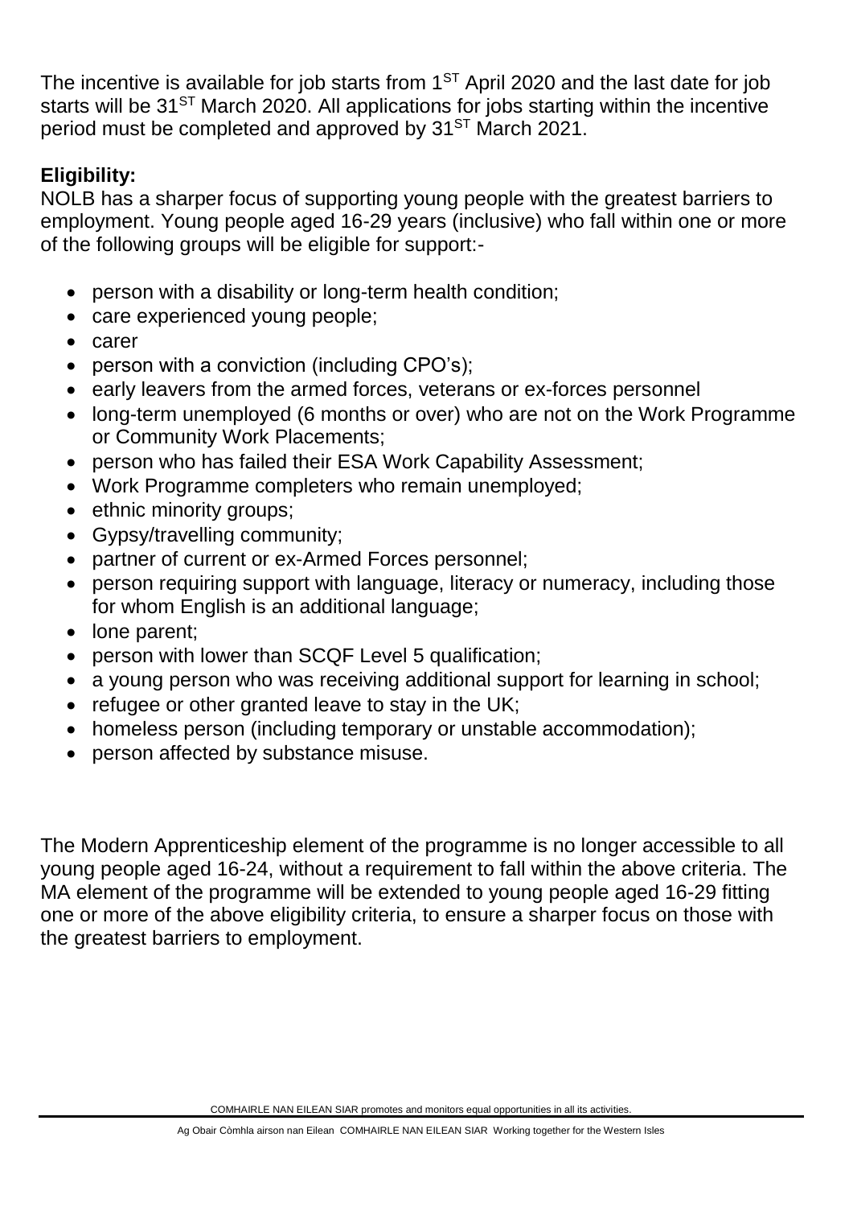The incentive is available for job starts from 1ST April 2020 and the last date for job starts will be 31ST March 2020. All applications for jobs starting within the incentive period must be completed and approved by 31ST March 2021.

**Eligibility:**

NOLB has a sharper focus of supporting young people with the greatest barriers to employment. Young people aged 16-29 years (inclusive) who fall within one or more of the following groups will be eligible for support:-

- person with a disability or long-term health condition;
- care experienced young people;
- carer
- person with a conviction (including CPO's);
- early leavers from the armed forces, veterans or ex-forces personnel
- long-term unemployed (6 months or over) who are not on the Work Programme or Community Work Placements;
- person who has failed their ESA Work Capability Assessment;
- Work Programme completers who remain unemployed;
- ethnic minority groups;
- Gypsy/travelling community;
- partner of current or ex-Armed Forces personnel;
- person requiring support with language, literacy or numeracy, including those for whom English is an additional language;
- lone parent;
- person with lower than SCQF Level 5 qualification;
- a young person who was receiving additional support for learning in school;
- refugee or other granted leave to stay in the UK;
- homeless person (including temporary or unstable accommodation);
- person affected by substance misuse.

The Modern Apprenticeship element of the programme is no longer accessible to all young people aged 16-24, without a requirement to fall within the above criteria. The MA element of the programme will be extended to young people aged 16-29 fitting one or more of the above eligibility criteria, to ensure a sharper focus on those with the greatest barriers to employment.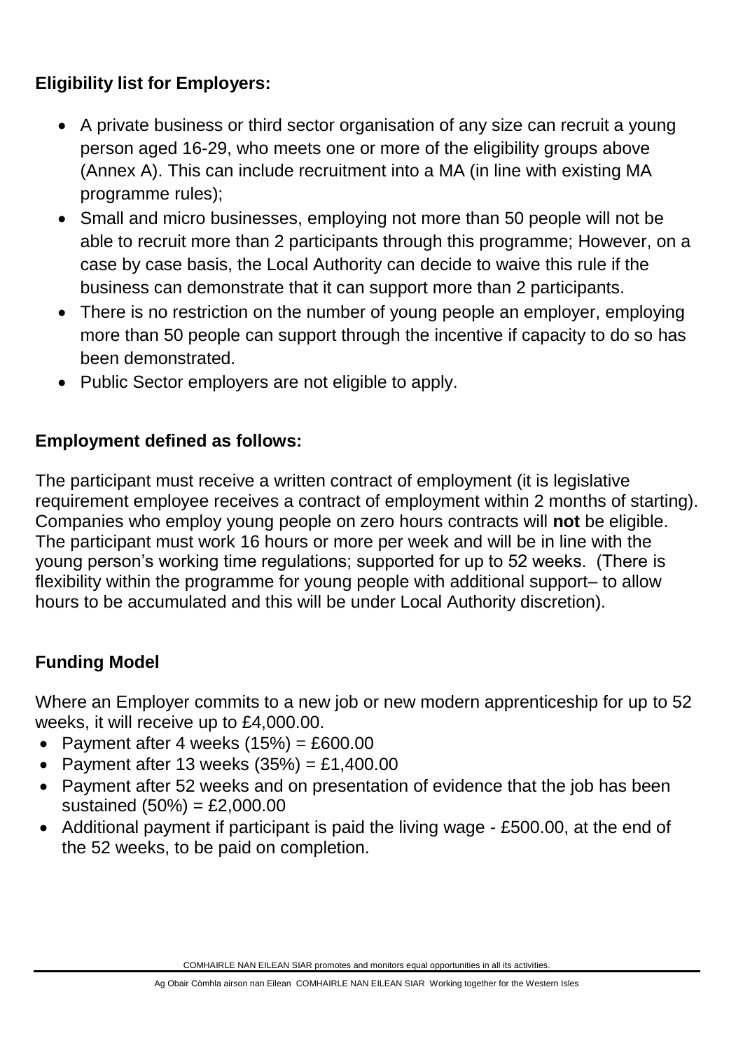**Eligibility list for Employers:**

- A private business or third sector organisation of any size can recruit a young person aged 16-29, who meets one or more of the eligibility groups above (Annex A). This can include recruitment into a MA (in line with existing MA programme rules);
- Small and micro businesses, employing not more than 50 people will not be able to recruit more than 2 participants through this programme; However, on a case by case basis, the Local Authority can decide to waive this rule if the business can demonstrate that it can support more than 2 participants.
- There is no restriction on the number of young people an employer, employing more than 50 people can support through the incentive if capacity to do so has been demonstrated.
- Public Sector employers are not eligible to apply.

**Employment defined as follows:**

The participant must receive a written contract of employment (it is legislative requirement employee receives a contract of employment within 2 months of starting). Companies who employ young people on zero hours contracts will **not** be eligible. The participant must work 16 hours or more per week and will be in line with the young person's working time regulations; supported for up to 52 weeks. (There is flexibility within the programme for young people with additional support– to allow hours to be accumulated and this will be under Local Authority discretion).

**Funding Model**

Where an Employer commits to a new job or new modern apprenticeship for up to 52 weeks, it will receive up to £4,000.00.

- Payment after 4 weeks (15%) = £600.00
- Payment after 13 weeks (35%) = £1,400.00
- Payment after 52 weeks and on presentation of evidence that the job has been sustained (50%) = £2,000.00
- Additional payment if participant is paid the living wage - £500.00, at the end of the 52 weeks, to be paid on completion.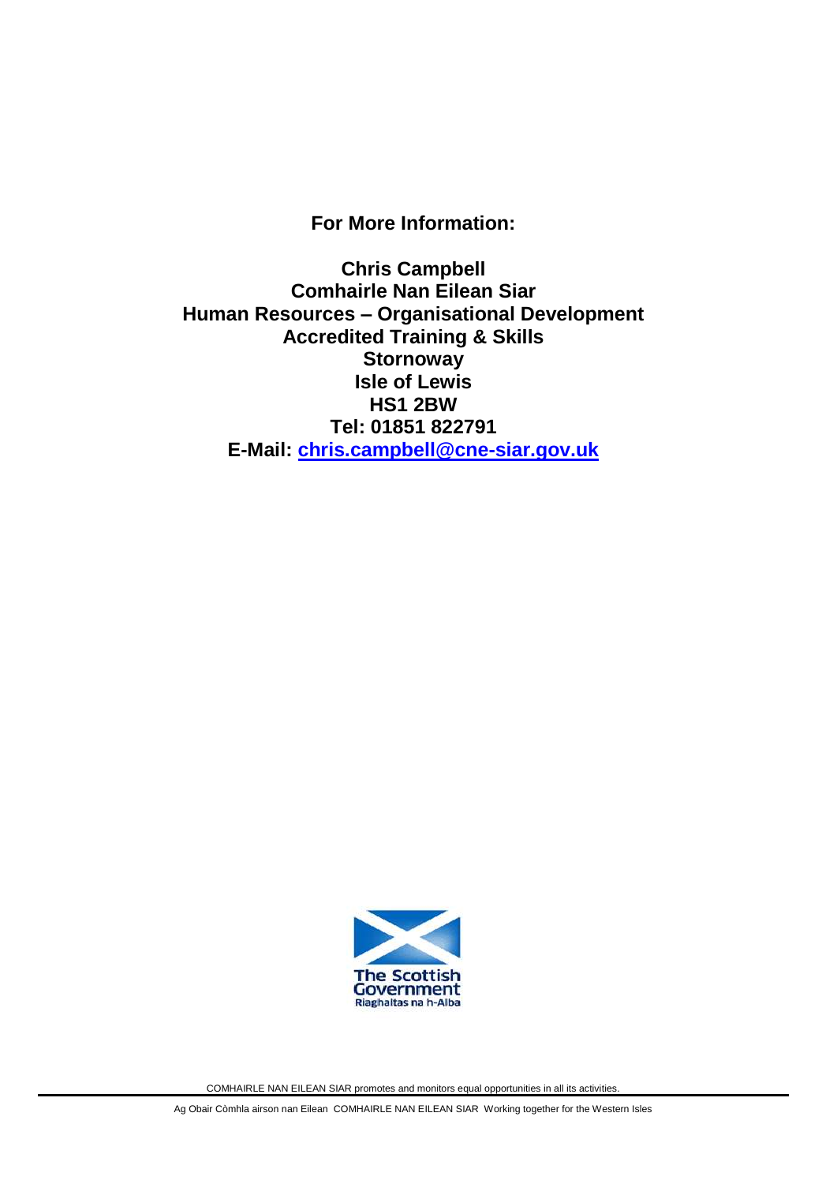**For More Information:**

**Chris Campbell**
**Comhairle Nan Eilean Siar**
**Human Resources – Organisational Development**
**Accredited Training & Skills**
**Stornoway**
**Isle of Lewis**
**HS1 2BW**
**Tel: 01851 822791**
**E-Mail: chris.campbell@cne-siar.gov.uk**

The Scottish Government
Riaghaltas na h-Alba

COMHAIRLE NAN EILEAN SIAR promotes and monitors equal opportunities in all its activities.

Ag Obair Còmhla airson nan Eilean COMHAIRLE NAN EILEAN SIAR Working together for the Western Isles